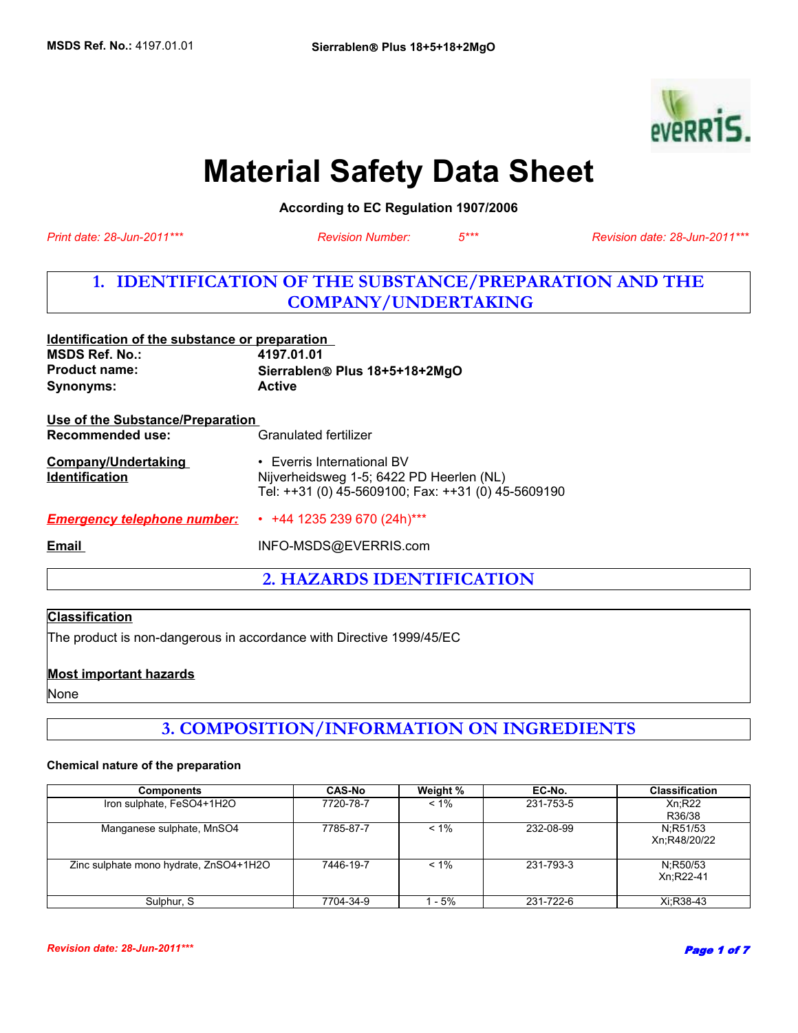# Material Safety Data Sheet

**According to EC Regulation 1907/2006**

*Print date: 28-Jun-2011****   *Revision Number: 5****   *Revision date: 28-Jun-2011****

## 1. IDENTIFICATION OF THE SUBSTANCE/PREPARATION AND THE COMPANY/UNDERTAKING

**Identification of the substance or preparation**

**MSDS Ref. No.:** **4197.01.01**
**Product name:** **Sierrablen® Plus 18+5+18+2MgO**
**Synonyms:** **Active**

**Use of the Substance/Preparation**

**Recommended use:** Granulated fertilizer

**Company/Undertaking Identification**
- Everris International BV
Nijverheidsweg 1-5; 6422 PD Heerlen (NL)
Tel: ++31 (0) 45-5609100; Fax: ++31 (0) 45-5609190

***Emergency telephone number:***
- +44 1235 239 670 (24h)***

**Email** INFO-MSDS@EVERRIS.com

## 2. HAZARDS IDENTIFICATION

**Classification**

The product is non-dangerous in accordance with Directive 1999/45/EC

**Most important hazards**

None

## 3. COMPOSITION/INFORMATION ON INGREDIENTS

**Chemical nature of the preparation**

| Components | CAS-No | Weight % | EC-No. | Classification |
|---|---|---|---|---|
| Iron sulphate, FeSO4+1H2O | 7720-78-7 | < 1% | 231-753-5 | Xn;R22 R36/38 |
| Manganese sulphate, MnSO4 | 7785-87-7 | < 1% | 232-08-99 | N;R51/53 Xn;R48/20/22 |
| Zinc sulphate mono hydrate, ZnSO4+1H2O | 7446-19-7 | < 1% | 231-793-3 | N;R50/53 Xn;R22-41 |
| Sulphur, S | 7704-34-9 | 1 - 5% | 231-722-6 | Xi;R38-43 |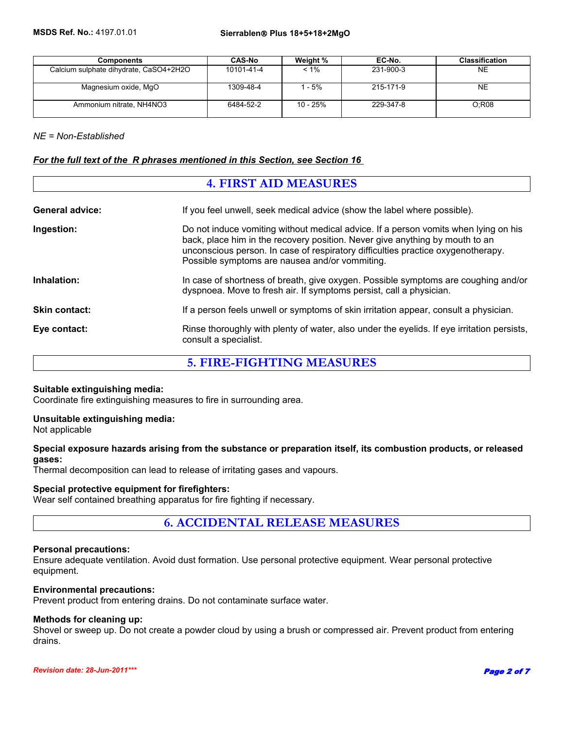| Components | CAS-No | Weight % | EC-No. | Classification |
|---|---|---|---|---|
| Calcium sulphate dihydrate, $CaSO_4+2H_2O$ | 10101-41-4 | < 1% | 231-900-3 | NE |
| Magnesium oxide, MgO | 1309-48-4 | 1 - 5% | 215-171-9 | NE |
| Ammonium nitrate, $NH_4NO_3$ | 6484-52-2 | 10 - 25% | 229-347-8 | O;R08 |

*NE = Non-Established*

***For the full text of the R phrases mentioned in this Section, see Section 16***

## 4. FIRST AID MEASURES

**General advice:** If you feel unwell, seek medical advice (show the label where possible).

**Ingestion:** Do not induce vomiting without medical advice. If a person vomits when lying on his back, place him in the recovery position. Never give anything by mouth to an unconscious person. In case of respiratory difficulties practice oxygenotherapy. Possible symptoms are nausea and/or vommiting.

**Inhalation:** In case of shortness of breath, give oxygen. Possible symptoms are coughing and/or dyspnoea. Move to fresh air. If symptoms persist, call a physician.

**Skin contact:** If a person feels unwell or symptoms of skin irritation appear, consult a physician.

**Eye contact:** Rinse thoroughly with plenty of water, also under the eyelids. If eye irritation persists, consult a specialist.

## 5. FIRE-FIGHTING MEASURES

**Suitable extinguishing media:**
Coordinate fire extinguishing measures to fire in surrounding area.

**Unsuitable extinguishing media:**
Not applicable

**Special exposure hazards arising from the substance or preparation itself, its combustion products, or released gases:**
Thermal decomposition can lead to release of irritating gases and vapours.

**Special protective equipment for firefighters:**
Wear self contained breathing apparatus for fire fighting if necessary.

## 6. ACCIDENTAL RELEASE MEASURES

**Personal precautions:**
Ensure adequate ventilation. Avoid dust formation. Use personal protective equipment. Wear personal protective equipment.

**Environmental precautions:**
Prevent product from entering drains. Do not contaminate surface water.

**Methods for cleaning up:**
Shovel or sweep up. Do not create a powder cloud by using a brush or compressed air. Prevent product from entering drains.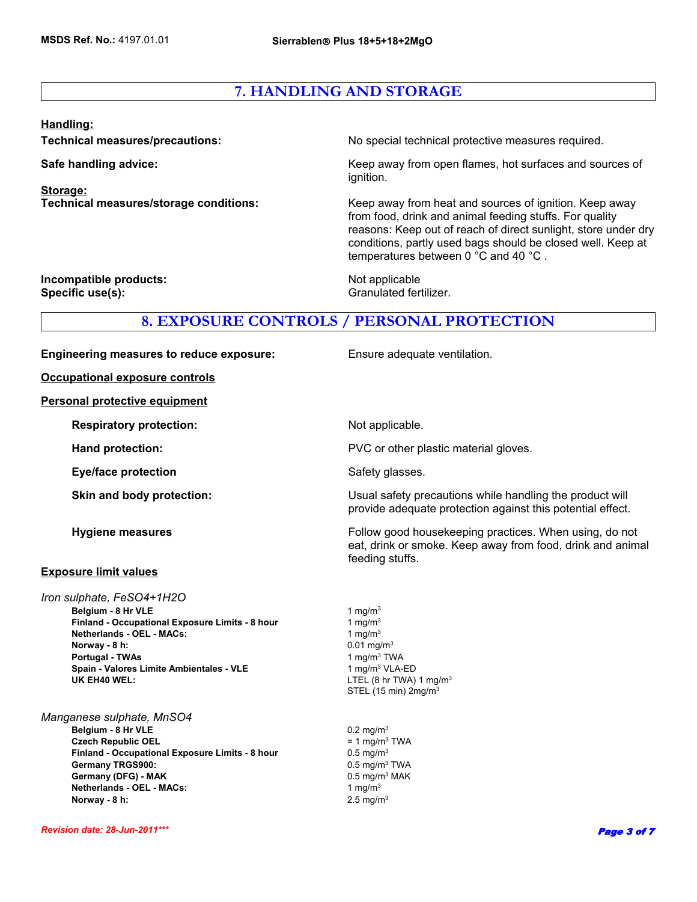## 7. HANDLING AND STORAGE

**Handling:**

**Technical measures/precautions:** No special technical protective measures required.

**Safe handling advice:** Keep away from open flames, hot surfaces and sources of ignition.

**Storage:**

**Technical measures/storage conditions:** Keep away from heat and sources of ignition. Keep away from food, drink and animal feeding stuffs. For quality reasons: Keep out of reach of direct sunlight, store under dry conditions, partly used bags should be closed well. Keep at temperatures between 0 °C and 40 °C .

**Incompatible products:** Not applicable

**Specific use(s):** Granulated fertilizer.

## 8. EXPOSURE CONTROLS / PERSONAL PROTECTION

**Engineering measures to reduce exposure:** Ensure adequate ventilation.

**Occupational exposure controls**

**Personal protective equipment**

**Respiratory protection:** Not applicable.

**Hand protection:** PVC or other plastic material gloves.

**Eye/face protection** Safety glasses.

**Skin and body protection:** Usual safety precautions while handling the product will provide adequate protection against this potential effect.

**Hygiene measures** Follow good housekeeping practices. When using, do not eat, drink or smoke. Keep away from food, drink and animal feeding stuffs.

**Exposure limit values**

*Iron sulphate, $FeSO_4+1H_2O$*

| | |
|---|---|
| **Belgium - 8 Hr VLE** | 1 mg/m$^3$ |
| **Finland - Occupational Exposure Limits - 8 hour** | 1 mg/m$^3$ |
| **Netherlands - OEL - MACs:** | 1 mg/m$^3$ |
| **Norway - 8 h:** | 0.01 mg/m$^3$ |
| **Portugal - TWAs** | 1 mg/m$^3$ TWA |
| **Spain - Valores Limite Ambientales - VLE** | 1 mg/m$^3$ VLA-ED |
| **UK EH40 WEL:** | LTEL (8 hr TWA) 1 mg/m$^3$<br>STEL (15 min) 2mg/m$^3$ |

*Manganese sulphate, $MnSO_4$*

| | |
|---|---|
| **Belgium - 8 Hr VLE** | 0.2 mg/m$^3$ |
| **Czech Republic OEL** | = 1 mg/m$^3$ TWA |
| **Finland - Occupational Exposure Limits - 8 hour** | 0.5 mg/m$^3$ |
| **Germany TRGS900:** | 0.5 mg/m$^3$ TWA |
| **Germany (DFG) - MAK** | 0.5 mg/m$^3$ MAK |
| **Netherlands - OEL - MACs:** | 1 mg/m$^3$ |
| **Norway - 8 h:** | 2.5 mg/m$^3$ |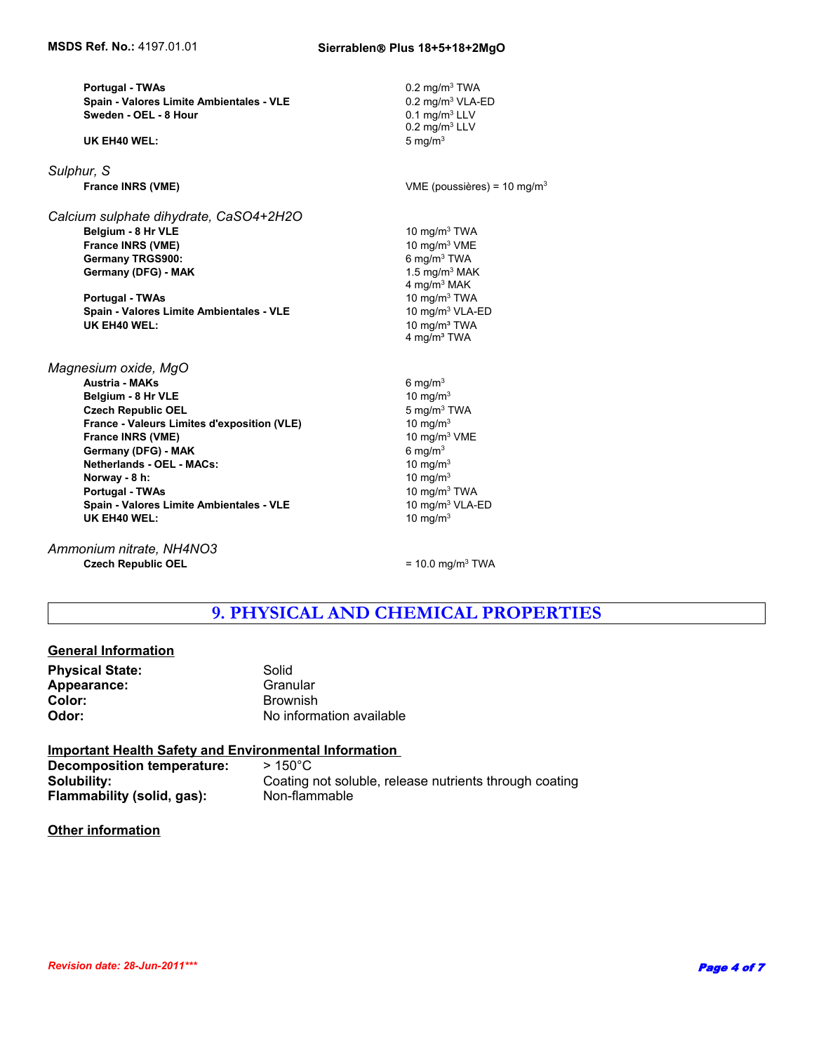| | |
|---|---|
| **Portugal - TWAs** | 0.2 mg/m$^3$ TWA |
| **Spain - Valores Limite Ambientales - VLE** | 0.2 mg/m$^3$ VLA-ED |
| **Sweden - OEL - 8 Hour** | 0.1 mg/m$^3$ LLV<br>0.2 mg/m$^3$ LLV |
| **UK EH40 WEL:** | 5 mg/m$^3$ |

*Sulphur, S*

| | |
|---|---|
| **France INRS (VME)** | VME (poussières) = 10 mg/m$^3$ |

*Calcium sulphate dihydrate, $CaSO4+2H2O$*

| | |
|---|---|
| **Belgium - 8 Hr VLE** | 10 mg/m$^3$ TWA |
| **France INRS (VME)** | 10 mg/m$^3$ VME |
| **Germany TRGS900:** | 6 mg/m$^3$ TWA |
| **Germany (DFG) - MAK** | 1.5 mg/m$^3$ MAK<br>4 mg/m$^3$ MAK |
| **Portugal - TWAs** | 10 mg/m$^3$ TWA |
| **Spain - Valores Limite Ambientales - VLE** | 10 mg/m$^3$ VLA-ED |
| **UK EH40 WEL:** | 10 mg/m$^3$ TWA<br>4 mg/m$^3$ TWA |

*Magnesium oxide, MgO*

| | |
|---|---|
| **Austria - MAKs** | 6 mg/m$^3$ |
| **Belgium - 8 Hr VLE** | 10 mg/m$^3$ |
| **Czech Republic OEL** | 5 mg/m$^3$ TWA |
| **France - Valeurs Limites d'exposition (VLE)** | 10 mg/m$^3$ |
| **France INRS (VME)** | 10 mg/m$^3$ VME |
| **Germany (DFG) - MAK** | 6 mg/m$^3$ |
| **Netherlands - OEL - MACs:** | 10 mg/m$^3$ |
| **Norway - 8 h:** | 10 mg/m$^3$ |
| **Portugal - TWAs** | 10 mg/m$^3$ TWA |
| **Spain - Valores Limite Ambientales - VLE** | 10 mg/m$^3$ VLA-ED |
| **UK EH40 WEL:** | 10 mg/m$^3$ |

*Ammonium nitrate, $NH4NO3$*

| | |
|---|---|
| **Czech Republic OEL** | = 10.0 mg/m$^3$ TWA |

## 9. PHYSICAL AND CHEMICAL PROPERTIES

**General Information**

| | |
|---|---|
| **Physical State:** | Solid |
| **Appearance:** | Granular |
| **Color:** | Brownish |
| **Odor:** | No information available |

**Important Health Safety and Environmental Information**

| | |
|---|---|
| **Decomposition temperature:** | > 150°C |
| **Solubility:** | Coating not soluble, release nutrients through coating |
| **Flammability (solid, gas):** | Non-flammable |

**Other information**

*Revision date: 28-Jun-2011****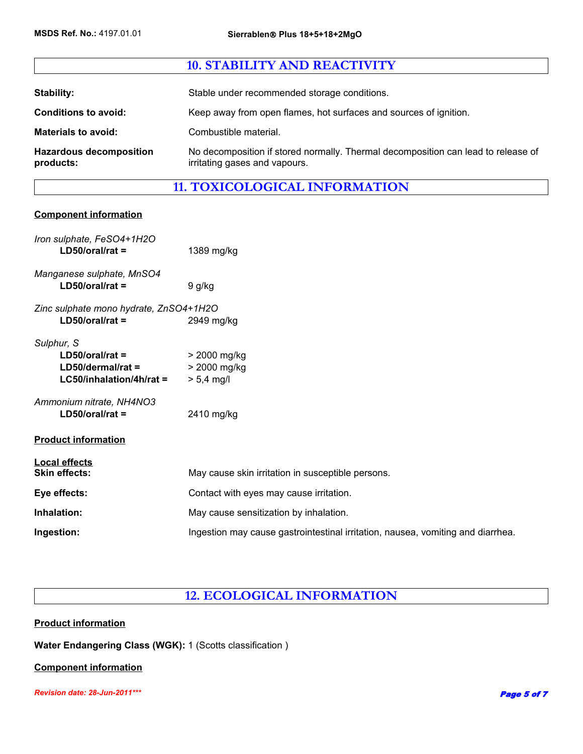## 10. STABILITY AND REACTIVITY

**Stability:** Stable under recommended storage conditions.

**Conditions to avoid:** Keep away from open flames, hot surfaces and sources of ignition.

**Materials to avoid:** Combustible material.

**Hazardous decomposition products:** No decomposition if stored normally. Thermal decomposition can lead to release of irritating gases and vapours.

## 11. TOXICOLOGICAL INFORMATION

**Component information**

*Iron sulphate, $FeSO_4+1H_2O$*
**LD50/oral/rat =** 1389 mg/kg

*Manganese sulphate, $MnSO_4$*
**LD50/oral/rat =** 9 g/kg

*Zinc sulphate mono hydrate, $ZnSO_4+1H_2O$*
**LD50/oral/rat =** 2949 mg/kg

*Sulphur, S*
**LD50/oral/rat =** > 2000 mg/kg
**LD50/dermal/rat =** > 2000 mg/kg
**LC50/inhalation/4h/rat =** > 5,4 mg/l

*Ammonium nitrate, $NH_4NO_3$*
**LD50/oral/rat =** 2410 mg/kg

**Product information**

**Local effects**

**Skin effects:** May cause skin irritation in susceptible persons.

**Eye effects:** Contact with eyes may cause irritation.

**Inhalation:** May cause sensitization by inhalation.

**Ingestion:** Ingestion may cause gastrointestinal irritation, nausea, vomiting and diarrhea.

## 12. ECOLOGICAL INFORMATION

**Product information**

**Water Endangering Class (WGK):** 1 (Scotts classification )

**Component information**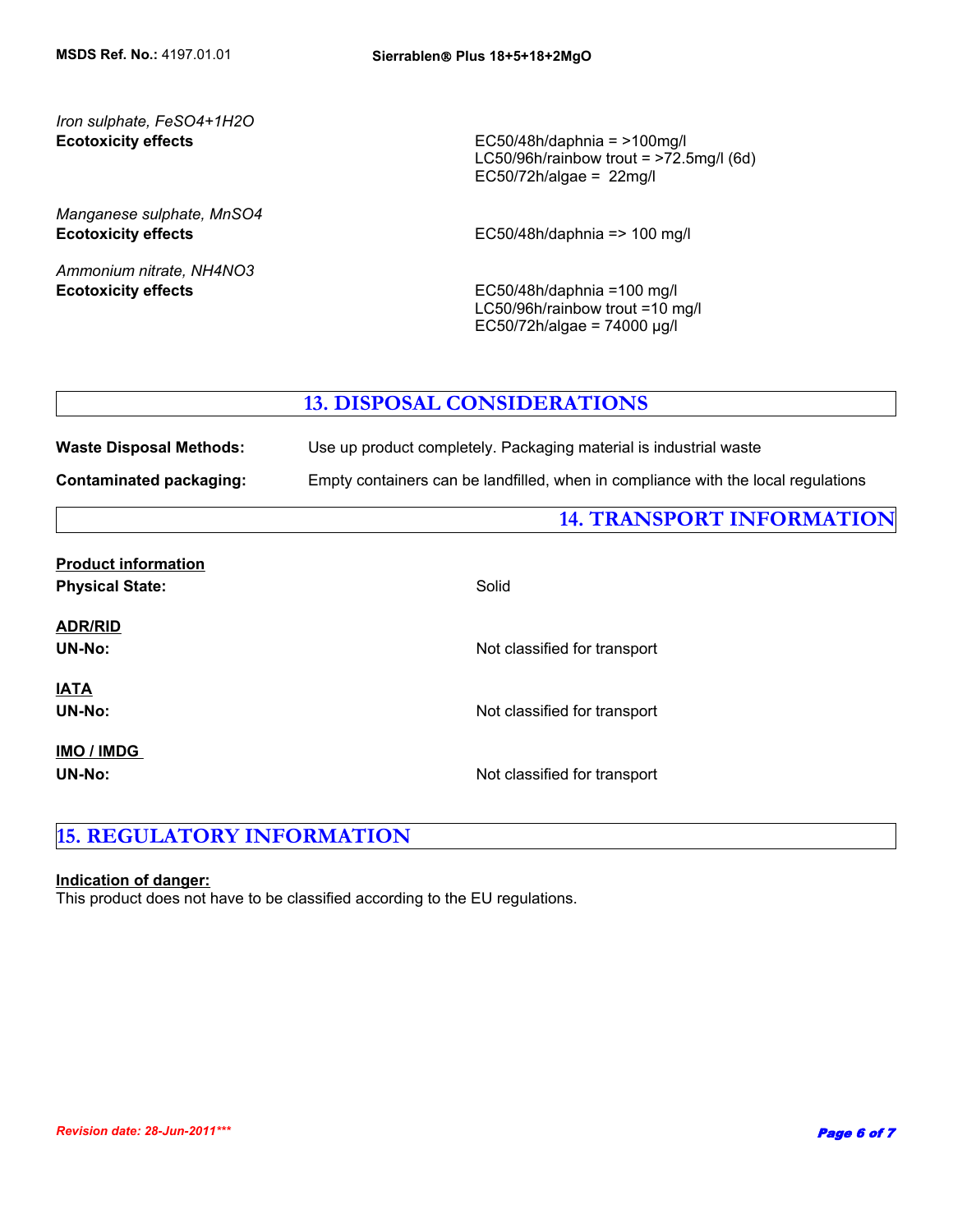*Iron sulphate, $FeSO_4+1H_2O$*

**Ecotoxicity effects**

EC50/48h/daphnia = >100mg/l
LC50/96h/rainbow trout = >72.5mg/l (6d)
EC50/72h/algae = 22mg/l

*Manganese sulphate, $MnSO_4$*

**Ecotoxicity effects**

EC50/48h/daphnia => 100 mg/l

*Ammonium nitrate, $NH_4NO_3$*

**Ecotoxicity effects**

EC50/48h/daphnia =100 mg/l
LC50/96h/rainbow trout =10 mg/l
EC50/72h/algae = 74000 µg/l

## 13. DISPOSAL CONSIDERATIONS

**Waste Disposal Methods:** Use up product completely. Packaging material is industrial waste

**Contaminated packaging:** Empty containers can be landfilled, when in compliance with the local regulations

## 14. TRANSPORT INFORMATION

**Product information**

**Physical State:** Solid

**ADR/RID**

**UN-No:** Not classified for transport

**IATA**

**UN-No:** Not classified for transport

**IMO / IMDG**

**UN-No:** Not classified for transport

## 15. REGULATORY INFORMATION

**Indication of danger:**

This product does not have to be classified according to the EU regulations.

*Revision date: 28-Jun-2011****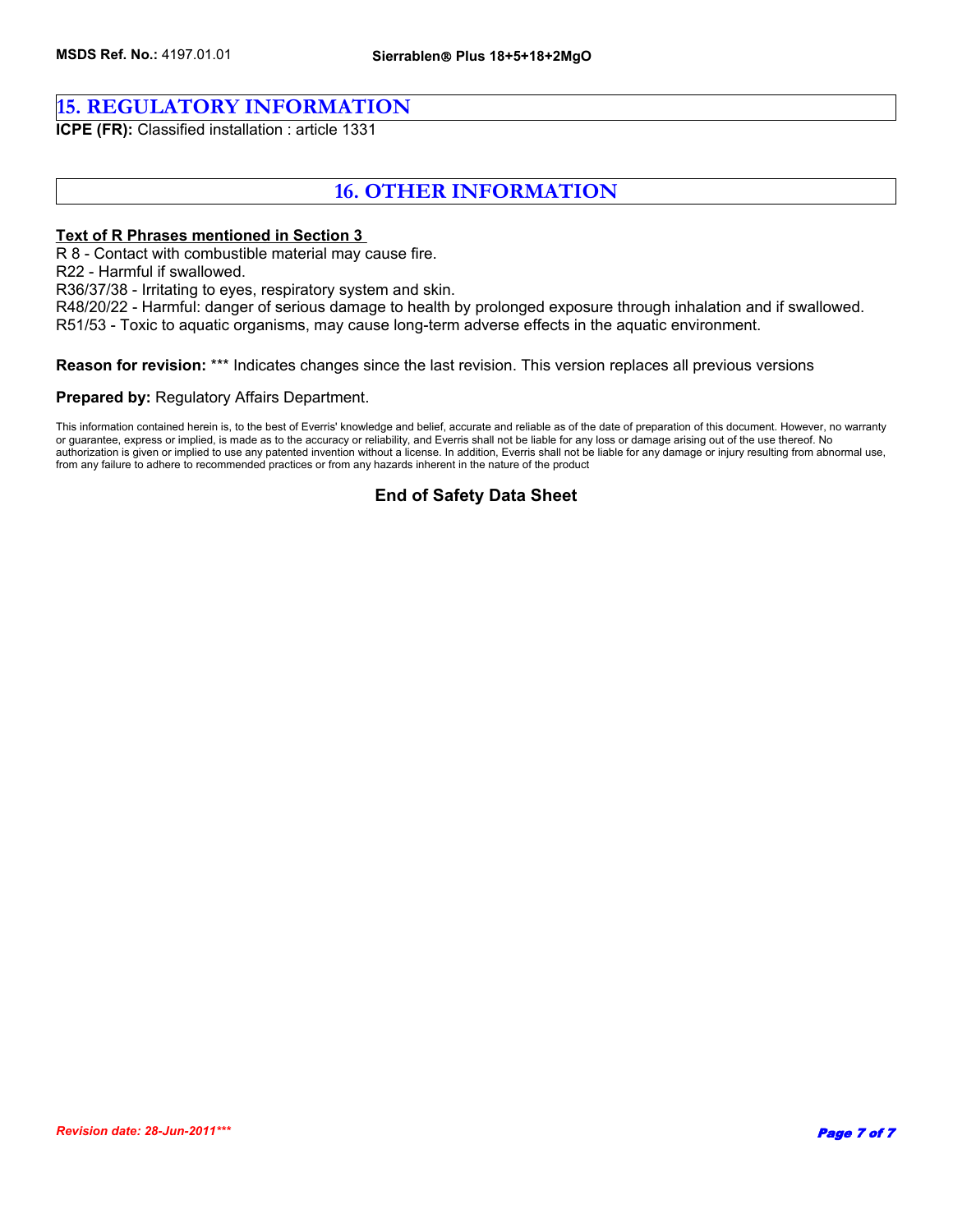## 15. REGULATORY INFORMATION

**ICPE (FR):** Classified installation : article 1331

## 16. OTHER INFORMATION

**Text of R Phrases mentioned in Section 3**

R 8 - Contact with combustible material may cause fire.
R22 - Harmful if swallowed.
R36/37/38 - Irritating to eyes, respiratory system and skin.
R48/20/22 - Harmful: danger of serious damage to health by prolonged exposure through inhalation and if swallowed.
R51/53 - Toxic to aquatic organisms, may cause long-term adverse effects in the aquatic environment.

**Reason for revision:** *** Indicates changes since the last revision. This version replaces all previous versions

**Prepared by:** Regulatory Affairs Department.

This information contained herein is, to the best of Everris' knowledge and belief, accurate and reliable as of the date of preparation of this document. However, no warranty or guarantee, express or implied, is made as to the accuracy or reliability, and Everris shall not be liable for any loss or damage arising out of the use thereof. No authorization is given or implied to use any patented invention without a license. In addition, Everris shall not be liable for any damage or injury resulting from abnormal use, from any failure to adhere to recommended practices or from any hazards inherent in the nature of the product

**End of Safety Data Sheet**

*Revision date: 28-Jun-2011****